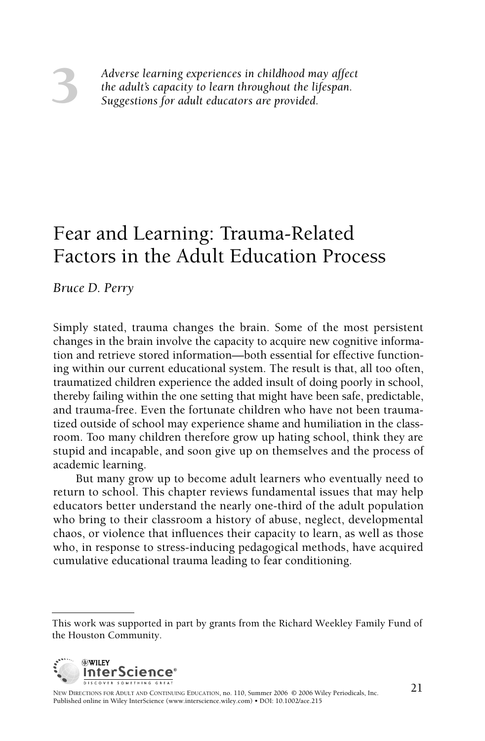# 3

*Adverse learning experiences in childhood may affect the adult's capacity to learn throughout the lifespan. Suggestions for adult educators are provided.*

# Fear and Learning: Trauma-Related Factors in the Adult Education Process

*Bruce D. Perry*

Simply stated, trauma changes the brain. Some of the most persistent changes in the brain involve the capacity to acquire new cognitive information and retrieve stored information—both essential for effective functioning within our current educational system. The result is that, all too often, traumatized children experience the added insult of doing poorly in school, thereby failing within the one setting that might have been safe, predictable, and trauma-free. Even the fortunate children who have not been traumatized outside of school may experience shame and humiliation in the classroom. Too many children therefore grow up hating school, think they are stupid and incapable, and soon give up on themselves and the process of academic learning.

But many grow up to become adult learners who eventually need to return to school. This chapter reviews fundamental issues that may help educators better understand the nearly one-third of the adult population who bring to their classroom a history of abuse, neglect, developmental chaos, or violence that influences their capacity to learn, as well as those who, in response to stress-inducing pedagogical methods, have acquired cumulative educational trauma leading to fear conditioning.

This work was supported in part by grants from the Richard Weekley Family Fund of the Houston Community.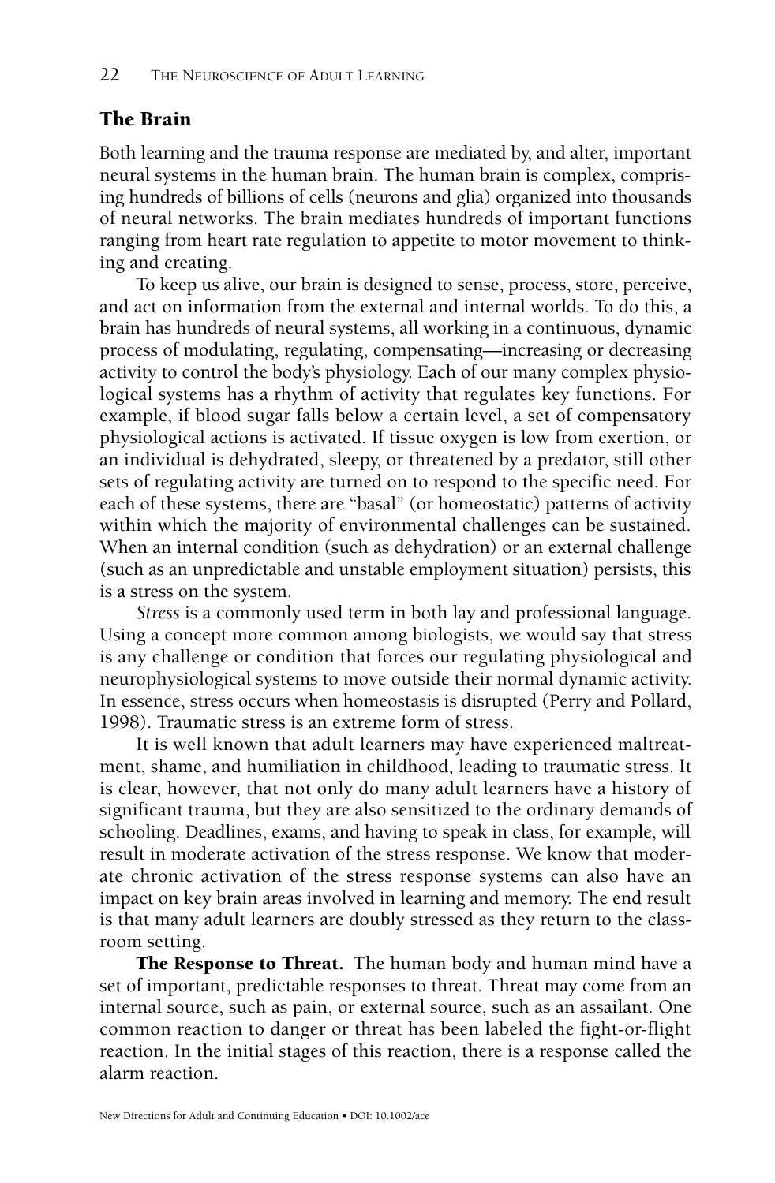## The Brain

Both learning and the trauma response are mediated by, and alter, important neural systems in the human brain. The human brain is complex, comprising hundreds of billions of cells (neurons and glia) organized into thousands of neural networks. The brain mediates hundreds of important functions ranging from heart rate regulation to appetite to motor movement to thinking and creating.

To keep us alive, our brain is designed to sense, process, store, perceive, and act on information from the external and internal worlds. To do this, a brain has hundreds of neural systems, all working in a continuous, dynamic process of modulating, regulating, compensating—increasing or decreasing activity to control the body's physiology. Each of our many complex physiological systems has a rhythm of activity that regulates key functions. For example, if blood sugar falls below a certain level, a set of compensatory physiological actions is activated. If tissue oxygen is low from exertion, or an individual is dehydrated, sleepy, or threatened by a predator, still other sets of regulating activity are turned on to respond to the specific need. For each of these systems, there are "basal" (or homeostatic) patterns of activity within which the majority of environmental challenges can be sustained. When an internal condition (such as dehydration) or an external challenge (such as an unpredictable and unstable employment situation) persists, this is a stress on the system.

*Stress* is a commonly used term in both lay and professional language. Using a concept more common among biologists, we would say that stress is any challenge or condition that forces our regulating physiological and neurophysiological systems to move outside their normal dynamic activity. In essence, stress occurs when homeostasis is disrupted (Perry and Pollard, 1998). Traumatic stress is an extreme form of stress.

It is well known that adult learners may have experienced maltreatment, shame, and humiliation in childhood, leading to traumatic stress. It is clear, however, that not only do many adult learners have a history of significant trauma, but they are also sensitized to the ordinary demands of schooling. Deadlines, exams, and having to speak in class, for example, will result in moderate activation of the stress response. We know that moderate chronic activation of the stress response systems can also have an impact on key brain areas involved in learning and memory. The end result is that many adult learners are doubly stressed as they return to the classroom setting.

**The Response to Threat.** The human body and human mind have a set of important, predictable responses to threat. Threat may come from an internal source, such as pain, or external source, such as an assailant. One common reaction to danger or threat has been labeled the fight-or-flight reaction. In the initial stages of this reaction, there is a response called the alarm reaction.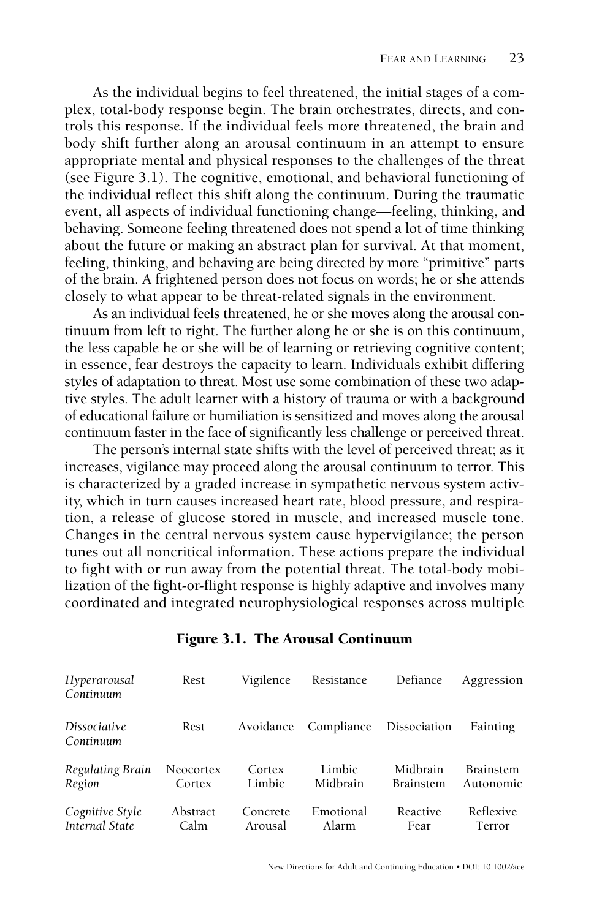As the individual begins to feel threatened, the initial stages of a complex, total-body response begin. The brain orchestrates, directs, and controls this response. If the individual feels more threatened, the brain and body shift further along an arousal continuum in an attempt to ensure appropriate mental and physical responses to the challenges of the threat (see Figure 3.1). The cognitive, emotional, and behavioral functioning of the individual reflect this shift along the continuum. During the traumatic event, all aspects of individual functioning change—feeling, thinking, and behaving. Someone feeling threatened does not spend a lot of time thinking about the future or making an abstract plan for survival. At that moment, feeling, thinking, and behaving are being directed by more "primitive" parts of the brain. A frightened person does not focus on words; he or she attends closely to what appear to be threat-related signals in the environment.

As an individual feels threatened, he or she moves along the arousal continuum from left to right. The further along he or she is on this continuum, the less capable he or she will be of learning or retrieving cognitive content; in essence, fear destroys the capacity to learn. Individuals exhibit differing styles of adaptation to threat. Most use some combination of these two adaptive styles. The adult learner with a history of trauma or with a background of educational failure or humiliation is sensitized and moves along the arousal continuum faster in the face of significantly less challenge or perceived threat.

The person's internal state shifts with the level of perceived threat; as it increases, vigilance may proceed along the arousal continuum to terror. This is characterized by a graded increase in sympathetic nervous system activity, which in turn causes increased heart rate, blood pressure, and respiration, a release of glucose stored in muscle, and increased muscle tone. Changes in the central nervous system cause hypervigilance; the person tunes out all noncritical information. These actions prepare the individual to fight with or run away from the potential threat. The total-body mobilization of the fight-or-flight response is highly adaptive and involves many coordinated and integrated neurophysiological responses across multiple

**Figure 3.1. The Arousal Continuum**

| | | | | | |
|---|---|---|---|---|---|
| *Hyperarousal Continuum* | Rest | Vigilence | Resistance | Defiance | Aggression |
| *Dissociative Continuum* | Rest | Avoidance | Compliance | Dissociation | Fainting |
| *Regulating Brain Region* | Neocortex Cortex | Cortex Limbic | Limbic Midbrain | Midbrain Brainstem | Brainstem Autonomic |
| *Cognitive Style Internal State* | Abstract Calm | Concrete Arousal | Emotional Alarm | Reactive Fear | Reflexive Terror |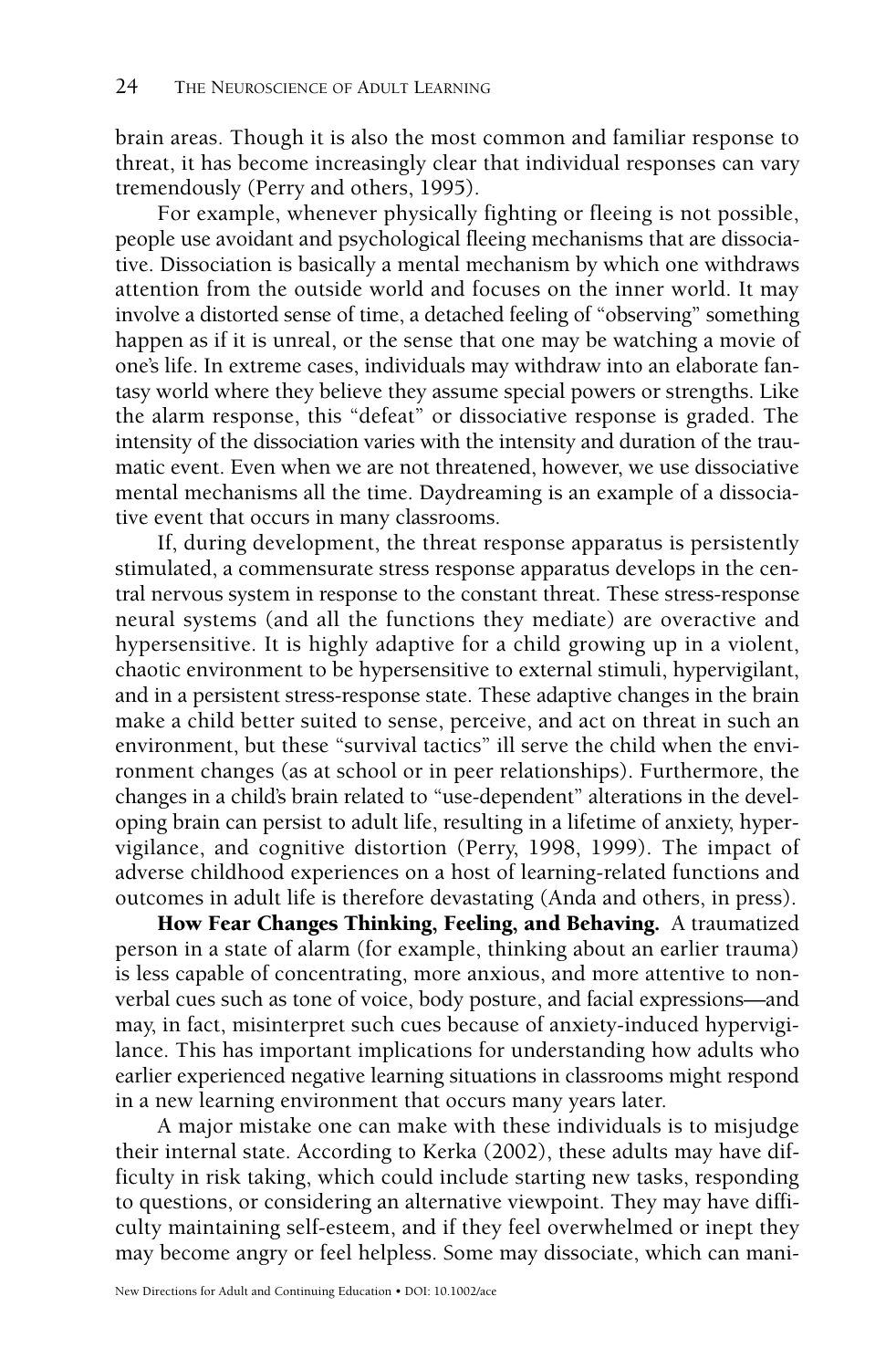brain areas. Though it is also the most common and familiar response to threat, it has become increasingly clear that individual responses can vary tremendously (Perry and others, 1995).

For example, whenever physically fighting or fleeing is not possible, people use avoidant and psychological fleeing mechanisms that are dissociative. Dissociation is basically a mental mechanism by which one withdraws attention from the outside world and focuses on the inner world. It may involve a distorted sense of time, a detached feeling of "observing" something happen as if it is unreal, or the sense that one may be watching a movie of one's life. In extreme cases, individuals may withdraw into an elaborate fantasy world where they believe they assume special powers or strengths. Like the alarm response, this "defeat" or dissociative response is graded. The intensity of the dissociation varies with the intensity and duration of the traumatic event. Even when we are not threatened, however, we use dissociative mental mechanisms all the time. Daydreaming is an example of a dissociative event that occurs in many classrooms.

If, during development, the threat response apparatus is persistently stimulated, a commensurate stress response apparatus develops in the central nervous system in response to the constant threat. These stress-response neural systems (and all the functions they mediate) are overactive and hypersensitive. It is highly adaptive for a child growing up in a violent, chaotic environment to be hypersensitive to external stimuli, hypervigilant, and in a persistent stress-response state. These adaptive changes in the brain make a child better suited to sense, perceive, and act on threat in such an environment, but these "survival tactics" ill serve the child when the environment changes (as at school or in peer relationships). Furthermore, the changes in a child's brain related to "use-dependent" alterations in the developing brain can persist to adult life, resulting in a lifetime of anxiety, hypervigilance, and cognitive distortion (Perry, 1998, 1999). The impact of adverse childhood experiences on a host of learning-related functions and outcomes in adult life is therefore devastating (Anda and others, in press).

**How Fear Changes Thinking, Feeling, and Behaving.** A traumatized person in a state of alarm (for example, thinking about an earlier trauma) is less capable of concentrating, more anxious, and more attentive to nonverbal cues such as tone of voice, body posture, and facial expressions—and may, in fact, misinterpret such cues because of anxiety-induced hypervigilance. This has important implications for understanding how adults who earlier experienced negative learning situations in classrooms might respond in a new learning environment that occurs many years later.

A major mistake one can make with these individuals is to misjudge their internal state. According to Kerka (2002), these adults may have difficulty in risk taking, which could include starting new tasks, responding to questions, or considering an alternative viewpoint. They may have difficulty maintaining self-esteem, and if they feel overwhelmed or inept they may become angry or feel helpless. Some may dissociate, which can mani-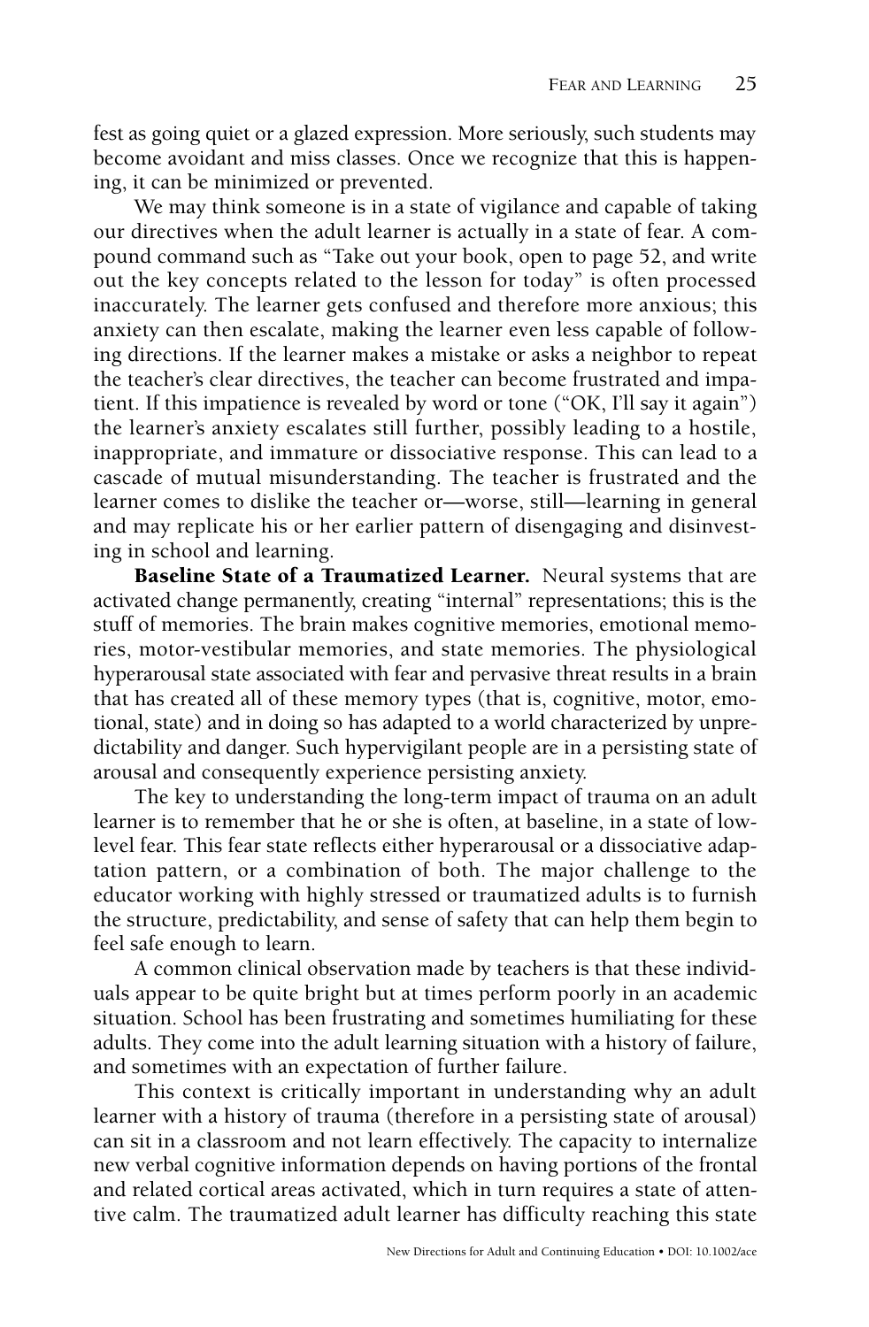fest as going quiet or a glazed expression. More seriously, such students may become avoidant and miss classes. Once we recognize that this is happening, it can be minimized or prevented.

We may think someone is in a state of vigilance and capable of taking our directives when the adult learner is actually in a state of fear. A compound command such as "Take out your book, open to page 52, and write out the key concepts related to the lesson for today" is often processed inaccurately. The learner gets confused and therefore more anxious; this anxiety can then escalate, making the learner even less capable of following directions. If the learner makes a mistake or asks a neighbor to repeat the teacher's clear directives, the teacher can become frustrated and impatient. If this impatience is revealed by word or tone ("OK, I'll say it again") the learner's anxiety escalates still further, possibly leading to a hostile, inappropriate, and immature or dissociative response. This can lead to a cascade of mutual misunderstanding. The teacher is frustrated and the learner comes to dislike the teacher or—worse, still—learning in general and may replicate his or her earlier pattern of disengaging and disinvesting in school and learning.

**Baseline State of a Traumatized Learner.** Neural systems that are activated change permanently, creating "internal" representations; this is the stuff of memories. The brain makes cognitive memories, emotional memories, motor-vestibular memories, and state memories. The physiological hyperarousal state associated with fear and pervasive threat results in a brain that has created all of these memory types (that is, cognitive, motor, emotional, state) and in doing so has adapted to a world characterized by unpredictability and danger. Such hypervigilant people are in a persisting state of arousal and consequently experience persisting anxiety.

The key to understanding the long-term impact of trauma on an adult learner is to remember that he or she is often, at baseline, in a state of low-level fear. This fear state reflects either hyperarousal or a dissociative adaptation pattern, or a combination of both. The major challenge to the educator working with highly stressed or traumatized adults is to furnish the structure, predictability, and sense of safety that can help them begin to feel safe enough to learn.

A common clinical observation made by teachers is that these individuals appear to be quite bright but at times perform poorly in an academic situation. School has been frustrating and sometimes humiliating for these adults. They come into the adult learning situation with a history of failure, and sometimes with an expectation of further failure.

This context is critically important in understanding why an adult learner with a history of trauma (therefore in a persisting state of arousal) can sit in a classroom and not learn effectively. The capacity to internalize new verbal cognitive information depends on having portions of the frontal and related cortical areas activated, which in turn requires a state of attentive calm. The traumatized adult learner has difficulty reaching this state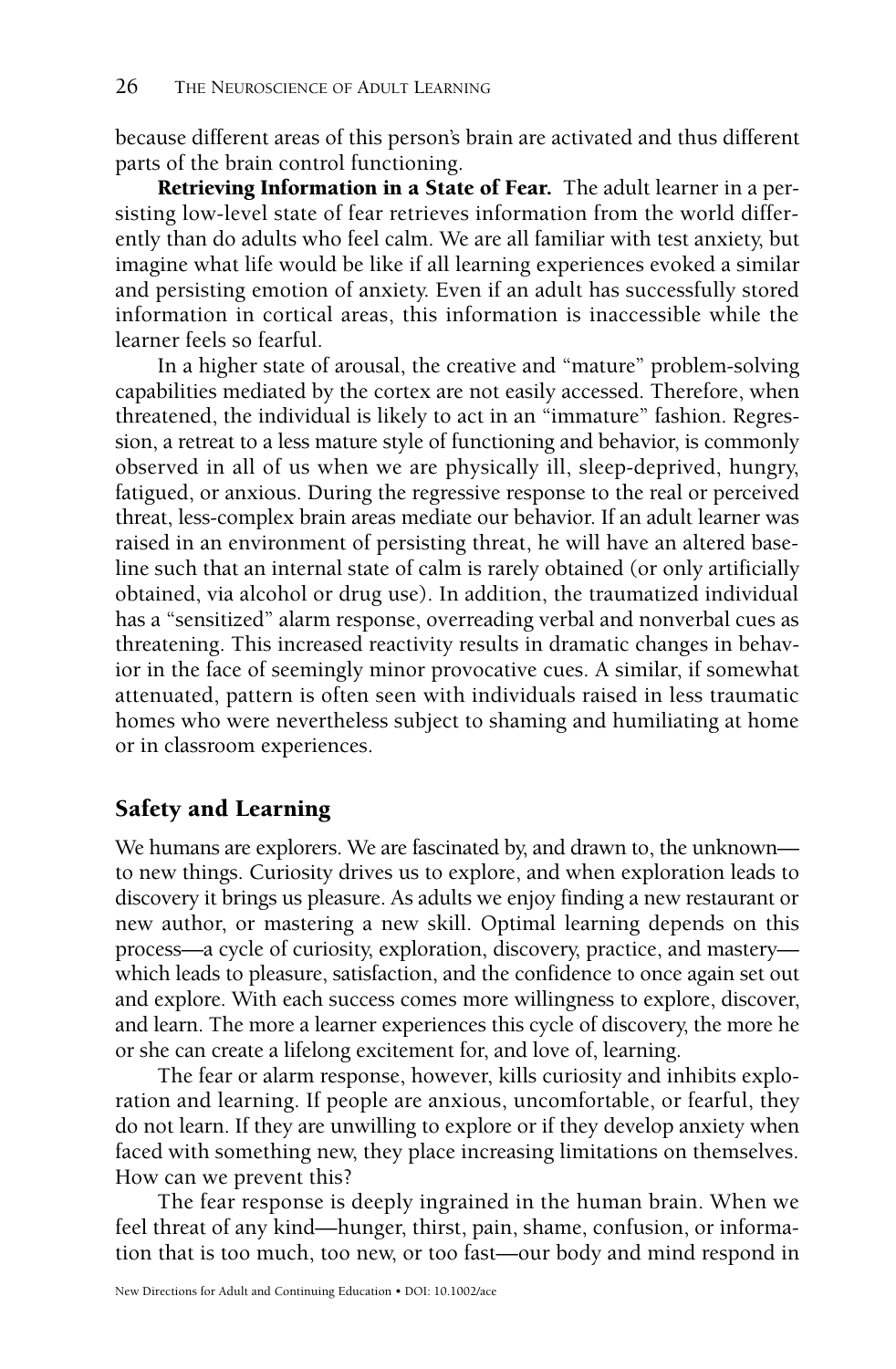because different areas of this person's brain are activated and thus different parts of the brain control functioning.

**Retrieving Information in a State of Fear.** The adult learner in a persisting low-level state of fear retrieves information from the world differently than do adults who feel calm. We are all familiar with test anxiety, but imagine what life would be like if all learning experiences evoked a similar and persisting emotion of anxiety. Even if an adult has successfully stored information in cortical areas, this information is inaccessible while the learner feels so fearful.

In a higher state of arousal, the creative and "mature" problem-solving capabilities mediated by the cortex are not easily accessed. Therefore, when threatened, the individual is likely to act in an "immature" fashion. Regression, a retreat to a less mature style of functioning and behavior, is commonly observed in all of us when we are physically ill, sleep-deprived, hungry, fatigued, or anxious. During the regressive response to the real or perceived threat, less-complex brain areas mediate our behavior. If an adult learner was raised in an environment of persisting threat, he will have an altered baseline such that an internal state of calm is rarely obtained (or only artificially obtained, via alcohol or drug use). In addition, the traumatized individual has a "sensitized" alarm response, overreading verbal and nonverbal cues as threatening. This increased reactivity results in dramatic changes in behavior in the face of seemingly minor provocative cues. A similar, if somewhat attenuated, pattern is often seen with individuals raised in less traumatic homes who were nevertheless subject to shaming and humiliating at home or in classroom experiences.

## Safety and Learning

We humans are explorers. We are fascinated by, and drawn to, the unknown—to new things. Curiosity drives us to explore, and when exploration leads to discovery it brings us pleasure. As adults we enjoy finding a new restaurant or new author, or mastering a new skill. Optimal learning depends on this process—a cycle of curiosity, exploration, discovery, practice, and mastery—which leads to pleasure, satisfaction, and the confidence to once again set out and explore. With each success comes more willingness to explore, discover, and learn. The more a learner experiences this cycle of discovery, the more he or she can create a lifelong excitement for, and love of, learning.

The fear or alarm response, however, kills curiosity and inhibits exploration and learning. If people are anxious, uncomfortable, or fearful, they do not learn. If they are unwilling to explore or if they develop anxiety when faced with something new, they place increasing limitations on themselves. How can we prevent this?

The fear response is deeply ingrained in the human brain. When we feel threat of any kind—hunger, thirst, pain, shame, confusion, or information that is too much, too new, or too fast—our body and mind respond in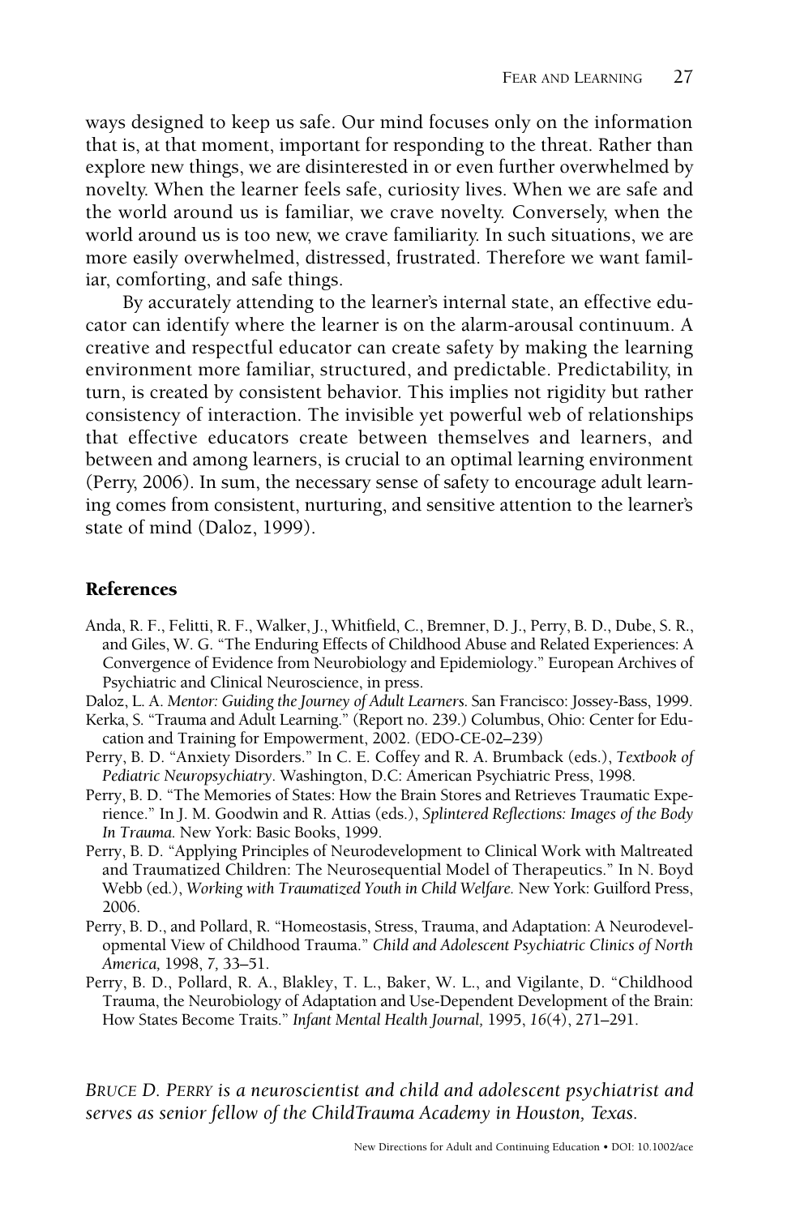ways designed to keep us safe. Our mind focuses only on the information that is, at that moment, important for responding to the threat. Rather than explore new things, we are disinterested in or even further overwhelmed by novelty. When the learner feels safe, curiosity lives. When we are safe and the world around us is familiar, we crave novelty. Conversely, when the world around us is too new, we crave familiarity. In such situations, we are more easily overwhelmed, distressed, frustrated. Therefore we want familiar, comforting, and safe things.

By accurately attending to the learner's internal state, an effective educator can identify where the learner is on the alarm-arousal continuum. A creative and respectful educator can create safety by making the learning environment more familiar, structured, and predictable. Predictability, in turn, is created by consistent behavior. This implies not rigidity but rather consistency of interaction. The invisible yet powerful web of relationships that effective educators create between themselves and learners, and between and among learners, is crucial to an optimal learning environment (Perry, 2006). In sum, the necessary sense of safety to encourage adult learning comes from consistent, nurturing, and sensitive attention to the learner's state of mind (Daloz, 1999).

## References

Anda, R. F., Felitti, R. F., Walker, J., Whitfield, C., Bremner, D. J., Perry, B. D., Dube, S. R., and Giles, W. G. "The Enduring Effects of Childhood Abuse and Related Experiences: A Convergence of Evidence from Neurobiology and Epidemiology." European Archives of Psychiatric and Clinical Neuroscience, in press.

Daloz, L. A. *Mentor: Guiding the Journey of Adult Learners.* San Francisco: Jossey-Bass, 1999.

Kerka, S. "Trauma and Adult Learning." (Report no. 239.) Columbus, Ohio: Center for Education and Training for Empowerment, 2002. (EDO-CE-02–239)

Perry, B. D. "Anxiety Disorders." In C. E. Coffey and R. A. Brumback (eds.), *Textbook of Pediatric Neuropsychiatry*. Washington, D.C: American Psychiatric Press, 1998.

Perry, B. D. "The Memories of States: How the Brain Stores and Retrieves Traumatic Experience." In J. M. Goodwin and R. Attias (eds.), *Splintered Reflections: Images of the Body In Trauma.* New York: Basic Books, 1999.

Perry, B. D. "Applying Principles of Neurodevelopment to Clinical Work with Maltreated and Traumatized Children: The Neurosequential Model of Therapeutics." In N. Boyd Webb (ed.), *Working with Traumatized Youth in Child Welfare.* New York: Guilford Press, 2006.

Perry, B. D., and Pollard, R. "Homeostasis, Stress, Trauma, and Adaptation: A Neurodevelopmental View of Childhood Trauma." *Child and Adolescent Psychiatric Clinics of North America,* 1998, *7,* 33–51.

Perry, B. D., Pollard, R. A., Blakley, T. L., Baker, W. L., and Vigilante, D. "Childhood Trauma, the Neurobiology of Adaptation and Use-Dependent Development of the Brain: How States Become Traits." *Infant Mental Health Journal,* 1995, *16*(4), 271–291.

*BRUCE D. PERRY is a neuroscientist and child and adolescent psychiatrist and serves as senior fellow of the ChildTrauma Academy in Houston, Texas.*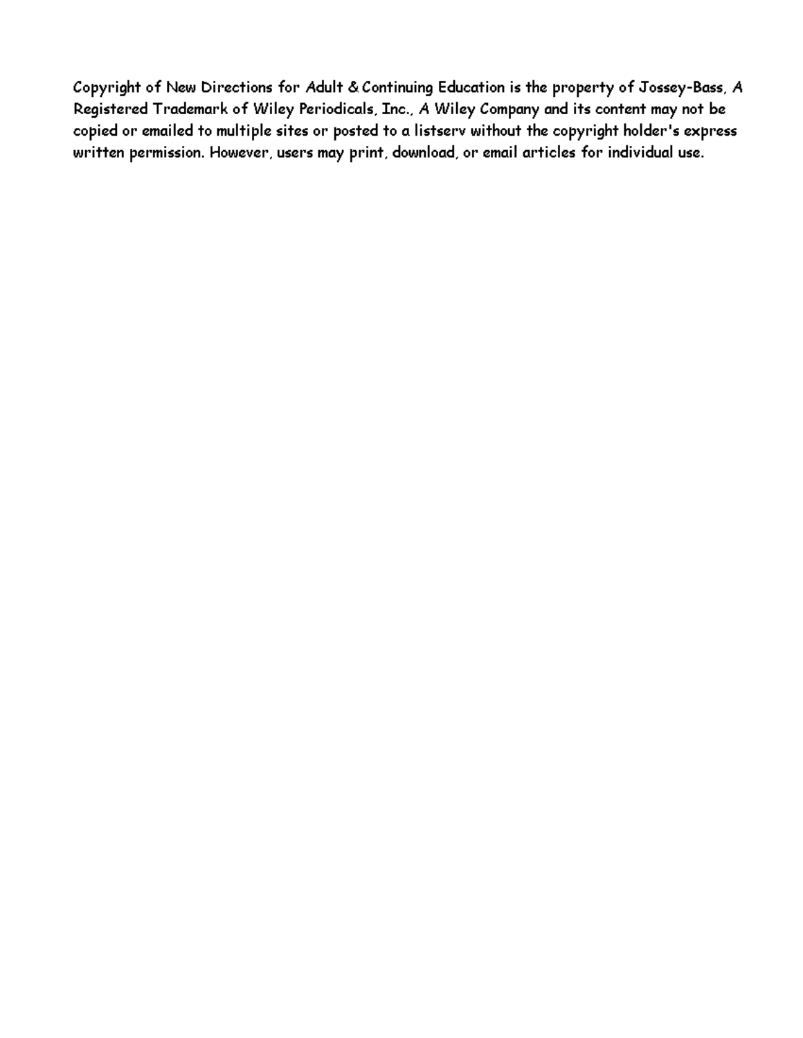Copyright of New Directions for Adult & Continuing Education is the property of Jossey-Bass, A Registered Trademark of Wiley Periodicals, Inc., A Wiley Company and its content may not be copied or emailed to multiple sites or posted to a listserv without the copyright holder's express written permission. However, users may print, download, or email articles for individual use.